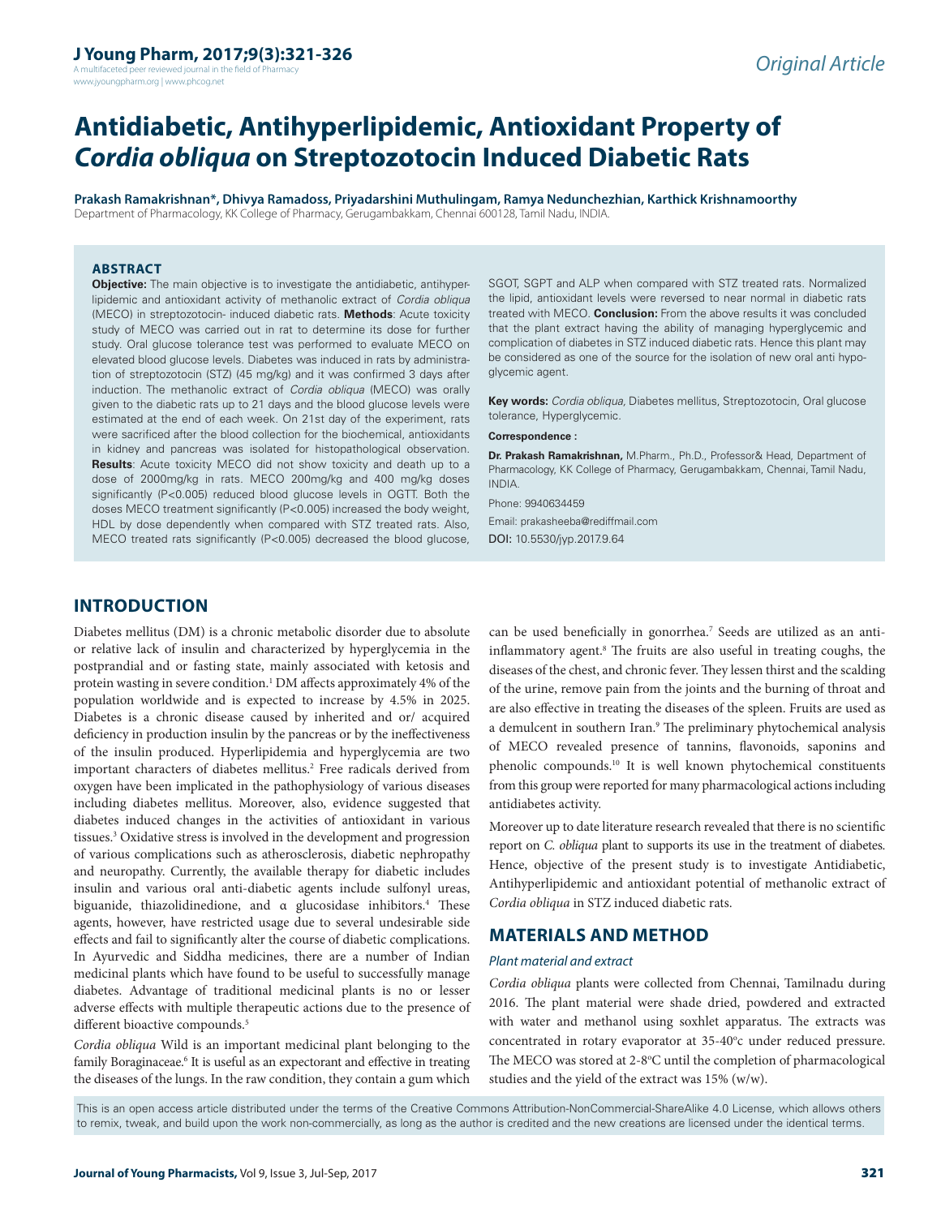# Antidiabetic, Antihyperlipidemic, Antioxidant Property of *Cordia obliqua* on Streptozotocin Induced Diabetic Rats

**Prakash Ramakrishnan\*, Dhivya Ramadoss, Priyadarshini Muthulingam, Ramya Nedunchezhian, Karthick Krishnamoorthy**

Department of Pharmacology, KK College of Pharmacy, Gerugambakkam, Chennai 600128, Tamil Nadu, INDIA.

## ABSTRACT

**Objective:** The main objective is to investigate the antidiabetic, antihyperlipidemic and antioxidant activity of methanolic extract of *Cordia obliqua* (MECO) in streptozotocin- induced diabetic rats. **Methods**: Acute toxicity study of MECO was carried out in rat to determine its dose for further study. Oral glucose tolerance test was performed to evaluate MECO on elevated blood glucose levels. Diabetes was induced in rats by administration of streptozotocin (STZ) (45 mg/kg) and it was confirmed 3 days after induction. The methanolic extract of *Cordia obliqua* (MECO) was orally given to the diabetic rats up to 21 days and the blood glucose levels were estimated at the end of each week. On 21st day of the experiment, rats were sacrificed after the blood collection for the biochemical, antioxidants in kidney and pancreas was isolated for histopathological observation. **Results**: Acute toxicity MECO did not show toxicity and death up to a dose of 2000mg/kg in rats. MECO 200mg/kg and 400 mg/kg doses significantly (P<0.005) reduced blood glucose levels in OGTT. Both the doses MECO treatment significantly (P<0.005) increased the body weight, HDL by dose dependently when compared with STZ treated rats. Also, MECO treated rats significantly (P<0.005) decreased the blood glucose, SGOT, SGPT and ALP when compared with STZ treated rats. Normalized the lipid, antioxidant levels were reversed to near normal in diabetic rats treated with MECO. **Conclusion:** From the above results it was concluded that the plant extract having the ability of managing hyperglycemic and complication of diabetes in STZ induced diabetic rats. Hence this plant may be considered as one of the source for the isolation of new oral anti hypoglycemic agent.

**Key words:** *Cordia obliqua*, Diabetes mellitus, Streptozotocin, Oral glucose tolerance, Hyperglycemic.

**Correspondence :**

**Dr. Prakash Ramakrishnan,** M.Pharm., Ph.D., Professor& Head, Department of Pharmacology, KK College of Pharmacy, Gerugambakkam, Chennai, Tamil Nadu, INDIA.

Phone: 9940634459

Email: prakasheeba@rediffmail.com

DOI: 10.5530/jyp.2017.9.64

## INTRODUCTION

Diabetes mellitus (DM) is a chronic metabolic disorder due to absolute or relative lack of insulin and characterized by hyperglycemia in the postprandial and or fasting state, mainly associated with ketosis and protein wasting in severe condition.[1] DM affects approximately 4% of the population worldwide and is expected to increase by 4.5% in 2025. Diabetes is a chronic disease caused by inherited and or/ acquired deficiency in production insulin by the pancreas or by the ineffectiveness of the insulin produced. Hyperlipidemia and hyperglycemia are two important characters of diabetes mellitus.[2] Free radicals derived from oxygen have been implicated in the pathophysiology of various diseases including diabetes mellitus. Moreover, also, evidence suggested that diabetes induced changes in the activities of antioxidant in various tissues.[3] Oxidative stress is involved in the development and progression of various complications such as atherosclerosis, diabetic nephropathy and neuropathy. Currently, the available therapy for diabetic includes insulin and various oral anti-diabetic agents include sulfonyl ureas, biguanide, thiazolidinedione, and α glucosidase inhibitors.[4] These agents, however, have restricted usage due to several undesirable side effects and fail to significantly alter the course of diabetic complications. In Ayurvedic and Siddha medicines, there are a number of Indian medicinal plants which have found to be useful to successfully manage diabetes. Advantage of traditional medicinal plants is no or lesser adverse effects with multiple therapeutic actions due to the presence of different bioactive compounds.[5]

*Cordia obliqua* Wild is an important medicinal plant belonging to the family Boraginaceae.[6] It is useful as an expectorant and effective in treating the diseases of the lungs. In the raw condition, they contain a gum which can be used beneficially in gonorrhea.[7] Seeds are utilized as an anti-inflammatory agent.[8] The fruits are also useful in treating coughs, the diseases of the chest, and chronic fever. They lessen thirst and the scalding of the urine, remove pain from the joints and the burning of throat and are also effective in treating the diseases of the spleen. Fruits are used as a demulcent in southern Iran.[9] The preliminary phytochemical analysis of MECO revealed presence of tannins, flavonoids, saponins and phenolic compounds.[10] It is well known phytochemical constituents from this group were reported for many pharmacological actions including antidiabetes activity.

Moreover up to date literature research revealed that there is no scientific report on *C. obliqua* plant to supports its use in the treatment of diabetes. Hence, objective of the present study is to investigate Antidiabetic, Antihyperlipidemic and antioxidant potential of methanolic extract of *Cordia obliqua* in STZ induced diabetic rats.

## MATERIALS AND METHOD

### *Plant material and extract*

*Cordia obliqua* plants were collected from Chennai, Tamilnadu during 2016. The plant material were shade dried, powdered and extracted with water and methanol using soxhlet apparatus. The extracts was concentrated in rotary evaporator at 35-40°c under reduced pressure. The MECO was stored at 2-8°C until the completion of pharmacological studies and the yield of the extract was 15% (w/w).

This is an open access article distributed under the terms of the Creative Commons Attribution-NonCommercial-ShareAlike 4.0 License, which allows others to remix, tweak, and build upon the work non-commercially, as long as the author is credited and the new creations are licensed under the identical terms.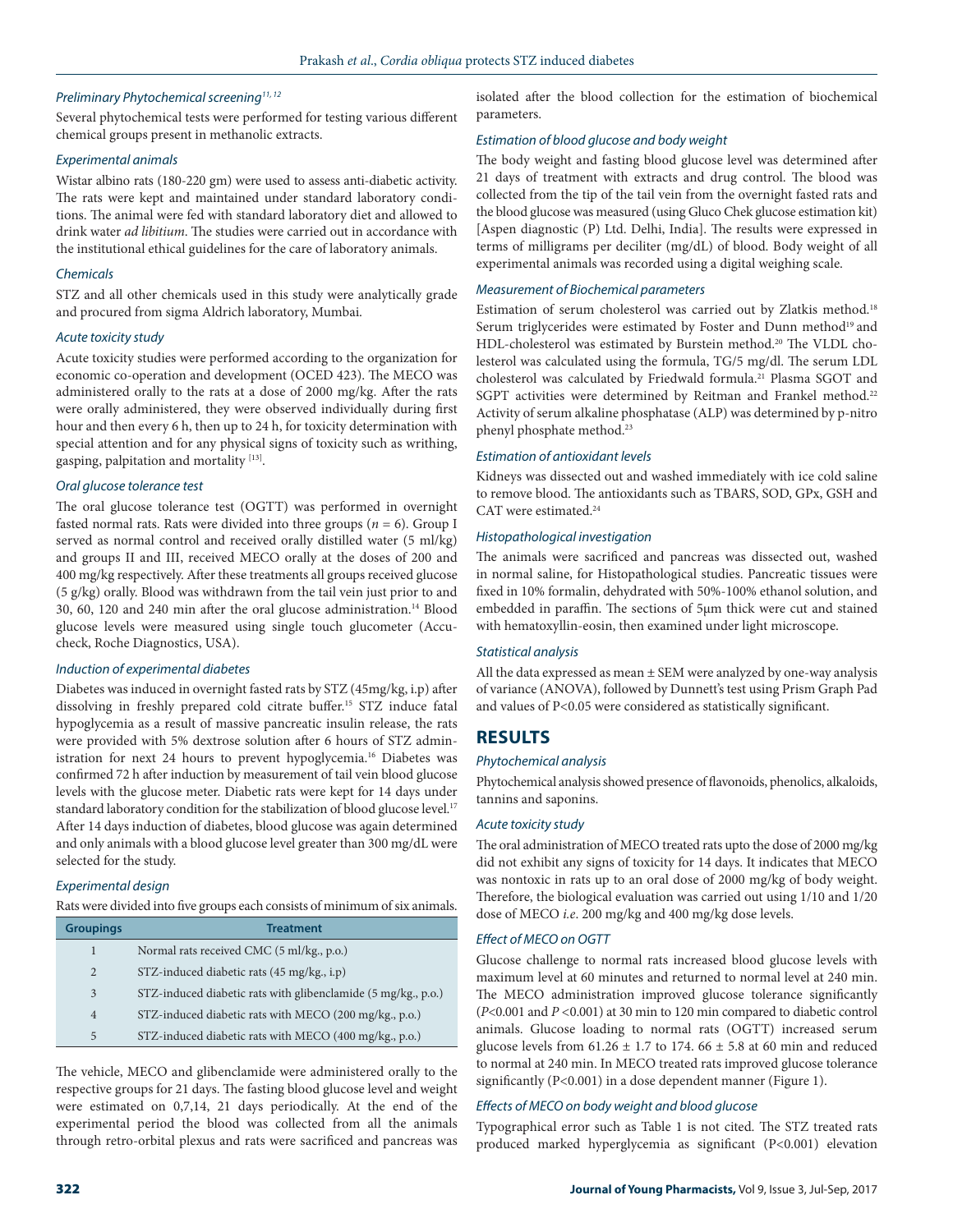### *Preliminary Phytochemical screening*[11, 12]

Several phytochemical tests were performed for testing various different chemical groups present in methanolic extracts.

### *Experimental animals*

Wistar albino rats (180-220 gm) were used to assess anti-diabetic activity. The rats were kept and maintained under standard laboratory conditions. The animal were fed with standard laboratory diet and allowed to drink water *ad libitium*. The studies were carried out in accordance with the institutional ethical guidelines for the care of laboratory animals.

### *Chemicals*

STZ and all other chemicals used in this study were analytically grade and procured from sigma Aldrich laboratory, Mumbai.

### *Acute toxicity study*

Acute toxicity studies were performed according to the organization for economic co-operation and development (OCED 423). The MECO was administered orally to the rats at a dose of 2000 mg/kg. After the rats were orally administered, they were observed individually during first hour and then every 6 h, then up to 24 h, for toxicity determination with special attention and for any physical signs of toxicity such as writhing, gasping, palpitation and mortality [13].

### *Oral glucose tolerance test*

The oral glucose tolerance test (OGTT) was performed in overnight fasted normal rats. Rats were divided into three groups ($n$ = 6). Group I served as normal control and received orally distilled water (5 ml/kg) and groups II and III, received MECO orally at the doses of 200 and 400 mg/kg respectively. After these treatments all groups received glucose (5 g/kg) orally. Blood was withdrawn from the tail vein just prior to and 30, 60, 120 and 240 min after the oral glucose administration.[14] Blood glucose levels were measured using single touch glucometer (Accu-check, Roche Diagnostics, USA).

### *Induction of experimental diabetes*

Diabetes was induced in overnight fasted rats by STZ (45mg/kg, i.p) after dissolving in freshly prepared cold citrate buffer.[15] STZ induce fatal hypoglycemia as a result of massive pancreatic insulin release, the rats were provided with 5% dextrose solution after 6 hours of STZ administration for next 24 hours to prevent hypoglycemia.[16] Diabetes was confirmed 72 h after induction by measurement of tail vein blood glucose levels with the glucose meter. Diabetic rats were kept for 14 days under standard laboratory condition for the stabilization of blood glucose level.[17] After 14 days induction of diabetes, blood glucose was again determined and only animals with a blood glucose level greater than 300 mg/dL were selected for the study.

### *Experimental design*

Rats were divided into five groups each consists of minimum of six animals.

| Groupings | Treatment |
|---|---|
| 1 | Normal rats received CMC (5 ml/kg., p.o.) |
| 2 | STZ-induced diabetic rats (45 mg/kg., i.p) |
| 3 | STZ-induced diabetic rats with glibenclamide (5 mg/kg., p.o.) |
| 4 | STZ-induced diabetic rats with MECO (200 mg/kg., p.o.) |
| 5 | STZ-induced diabetic rats with MECO (400 mg/kg., p.o.) |

The vehicle, MECO and glibenclamide were administered orally to the respective groups for 21 days. The fasting blood glucose level and weight were estimated on 0,7,14, 21 days periodically. At the end of the experimental period the blood was collected from all the animals through retro-orbital plexus and rats were sacrificed and pancreas was isolated after the blood collection for the estimation of biochemical parameters.

### *Estimation of blood glucose and body weight*

The body weight and fasting blood glucose level was determined after 21 days of treatment with extracts and drug control. The blood was collected from the tip of the tail vein from the overnight fasted rats and the blood glucose was measured (using Gluco Chek glucose estimation kit) [Aspen diagnostic (P) Ltd. Delhi, India]. The results were expressed in terms of milligrams per deciliter (mg/dL) of blood. Body weight of all experimental animals was recorded using a digital weighing scale.

### *Measurement of Biochemical parameters*

Estimation of serum cholesterol was carried out by Zlatkis method.[18] Serum triglycerides were estimated by Foster and Dunn method[19] and HDL-cholesterol was estimated by Burstein method.[20] The VLDL cholesterol was calculated using the formula, TG/5 mg/dl. The serum LDL cholesterol was calculated by Friedwald formula.[21] Plasma SGOT and SGPT activities were determined by Reitman and Frankel method.[22] Activity of serum alkaline phosphatase (ALP) was determined by p-nitro phenyl phosphate method.[23]

### *Estimation of antioxidant levels*

Kidneys was dissected out and washed immediately with ice cold saline to remove blood. The antioxidants such as TBARS, SOD, GPx, GSH and CAT were estimated.[24]

### *Histopathological investigation*

The animals were sacrificed and pancreas was dissected out, washed in normal saline, for Histopathological studies. Pancreatic tissues were fixed in 10% formalin, dehydrated with 50%-100% ethanol solution, and embedded in paraffin. The sections of 5µm thick were cut and stained with hematoxyllin-eosin, then examined under light microscope.

### *Statistical analysis*

All the data expressed as mean ± SEM were analyzed by one-way analysis of variance (ANOVA), followed by Dunnett's test using Prism Graph Pad and values of P<0.05 were considered as statistically significant.

## RESULTS

### *Phytochemical analysis*

Phytochemical analysis showed presence of flavonoids, phenolics, alkaloids, tannins and saponins.

### *Acute toxicity study*

The oral administration of MECO treated rats upto the dose of 2000 mg/kg did not exhibit any signs of toxicity for 14 days. It indicates that MECO was nontoxic in rats up to an oral dose of 2000 mg/kg of body weight. Therefore, the biological evaluation was carried out using 1/10 and 1/20 dose of MECO *i.e*. 200 mg/kg and 400 mg/kg dose levels.

### *Effect of MECO on OGTT*

Glucose challenge to normal rats increased blood glucose levels with maximum level at 60 minutes and returned to normal level at 240 min. The MECO administration improved glucose tolerance significantly ($P$<0.001 and $P$ <0.001) at 30 min to 120 min compared to diabetic control animals. Glucose loading to normal rats (OGTT) increased serum glucose levels from 61.26 ± 1.7 to 174. 66 ± 5.8 at 60 min and reduced to normal at 240 min. In MECO treated rats improved glucose tolerance significantly (P<0.001) in a dose dependent manner (Figure 1).

### *Effects of MECO on body weight and blood glucose*

Typographical error such as Table 1 is not cited. The STZ treated rats produced marked hyperglycemia as significant (P<0.001) elevation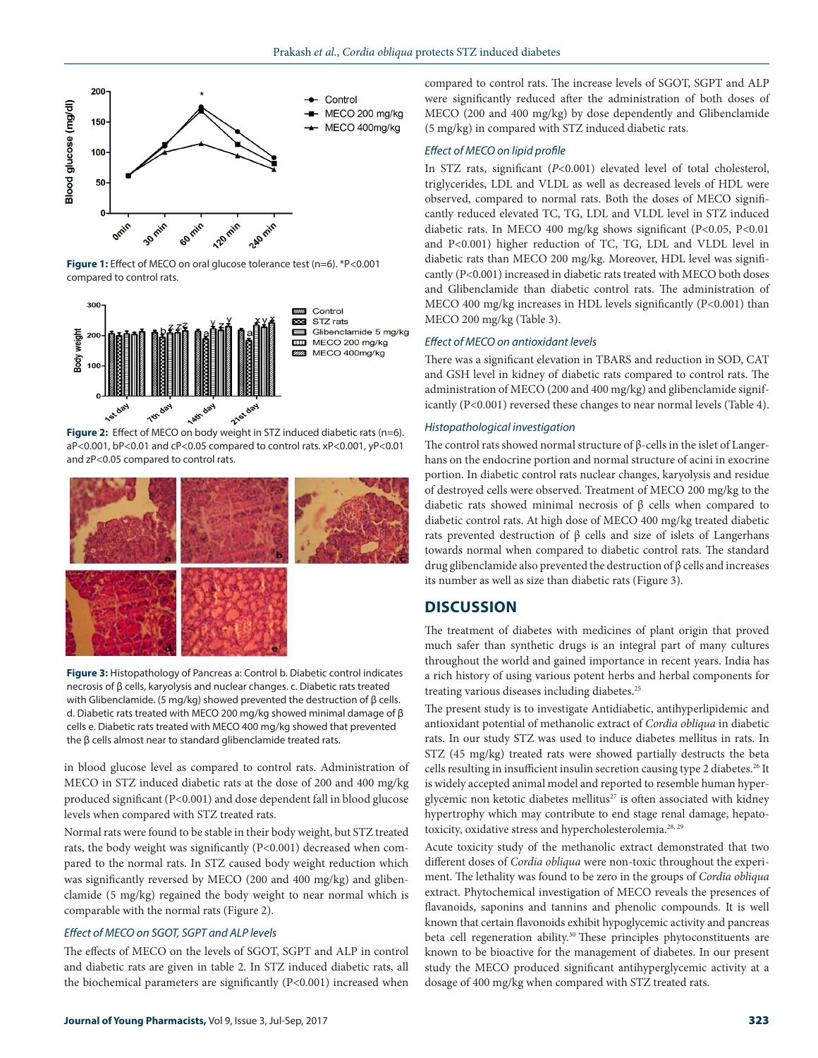Figure 1: Effect of MECO on oral glucose tolerance test (n=6). *P<0.001 compared to control rats.

Figure 2: Effect of MECO on body weight in STZ induced diabetic rats (n=6). aP<0.001, bP<0.01 and cP<0.05 compared to control rats. xP<0.001, yP<0.01 and zP<0.05 compared to control rats.

Figure 3: Histopathology of Pancreas a: Control b. Diabetic control indicates necrosis of β cells, karyolysis and nuclear changes. c. Diabetic rats treated with Glibenclamide. (5 mg/kg) showed prevented the destruction of β cells. d. Diabetic rats treated with MECO 200 mg/kg showed minimal damage of β cells e. Diabetic rats treated with MECO 400 mg/kg showed that prevented the β cells almost near to standard glibenclamide treated rats.

in blood glucose level as compared to control rats. Administration of MECO in STZ induced diabetic rats at the dose of 200 and 400 mg/kg produced significant (P<0.001) and dose dependent fall in blood glucose levels when compared with STZ treated rats.

Normal rats were found to be stable in their body weight, but STZ treated rats, the body weight was significantly (P<0.001) decreased when compared to the normal rats. In STZ caused body weight reduction which was significantly reversed by MECO (200 and 400 mg/kg) and glibenclamide (5 mg/kg) regained the body weight to near normal which is comparable with the normal rats (Figure 2).

### Effect of MECO on SGOT, SGPT and ALP levels

The effects of MECO on the levels of SGOT, SGPT and ALP in control and diabetic rats are given in table 2. In STZ induced diabetic rats, all the biochemical parameters are significantly (P<0.001) increased when compared to control rats. The increase levels of SGOT, SGPT and ALP were significantly reduced after the administration of both doses of MECO (200 and 400 mg/kg) by dose dependently and Glibenclamide (5 mg/kg) in compared with STZ induced diabetic rats.

### Effect of MECO on lipid profile

In STZ rats, significant (*P*<0.001) elevated level of total cholesterol, triglycerides, LDL and VLDL as well as decreased levels of HDL were observed, compared to normal rats. Both the doses of MECO significantly reduced elevated TC, TG, LDL and VLDL level in STZ induced diabetic rats. In MECO 400 mg/kg shows significant (P<0.05, P<0.01 and P<0.001) higher reduction of TC, TG, LDL and VLDL level in diabetic rats than MECO 200 mg/kg. Moreover, HDL level was significantly (P<0.001) increased in diabetic rats treated with MECO both doses and Glibenclamide than diabetic control rats. The administration of MECO 400 mg/kg increases in HDL levels significantly (P<0.001) than MECO 200 mg/kg (Table 3).

### Effect of MECO on antioxidant levels

There was a significant elevation in TBARS and reduction in SOD, CAT and GSH level in kidney of diabetic rats compared to control rats. The administration of MECO (200 and 400 mg/kg) and glibenclamide significantly (P<0.001) reversed these changes to near normal levels (Table 4).

### Histopathological investigation

The control rats showed normal structure of β-cells in the islet of Langerhans on the endocrine portion and normal structure of acini in exocrine portion. In diabetic control rats nuclear changes, karyolysis and residue of destroyed cells were observed. Treatment of MECO 200 mg/kg to the diabetic rats showed minimal necrosis of β cells when compared to diabetic control rats. At high dose of MECO 400 mg/kg treated diabetic rats prevented destruction of β cells and size of islets of Langerhans towards normal when compared to diabetic control rats. The standard drug glibenclamide also prevented the destruction of β cells and increases its number as well as size than diabetic rats (Figure 3).

## DISCUSSION

The treatment of diabetes with medicines of plant origin that proved much safer than synthetic drugs is an integral part of many cultures throughout the world and gained importance in recent years. India has a rich history of using various potent herbs and herbal components for treating various diseases including diabetes.[25]

The present study is to investigate Antidiabetic, antihyperlipidemic and antioxidant potential of methanolic extract of *Cordia obliqua* in diabetic rats. In our study STZ was used to induce diabetes mellitus in rats. In STZ (45 mg/kg) treated rats were showed partially destructs the beta cells resulting in insufficient insulin secretion causing type 2 diabetes.[26] It is widely accepted animal model and reported to resemble human hyperglycemic non ketotic diabetes mellitus[27] is often associated with kidney hypertrophy which may contribute to end stage renal damage, hepatotoxicity, oxidative stress and hypercholesterolemia.[28, 29]

Acute toxicity study of the methanolic extract demonstrated that two different doses of *Cordia obliqua* were non-toxic throughout the experiment. The lethality was found to be zero in the groups of *Cordia obliqua* extract. Phytochemical investigation of MECO reveals the presences of flavanoids, saponins and tannins and phenolic compounds. It is well known that certain flavonoids exhibit hypoglycemic activity and pancreas beta cell regeneration ability.[30] These principles phytoconstituents are known to be bioactive for the management of diabetes. In our present study the MECO produced significant antihyperglycemic activity at a dosage of 400 mg/kg when compared with STZ treated rats.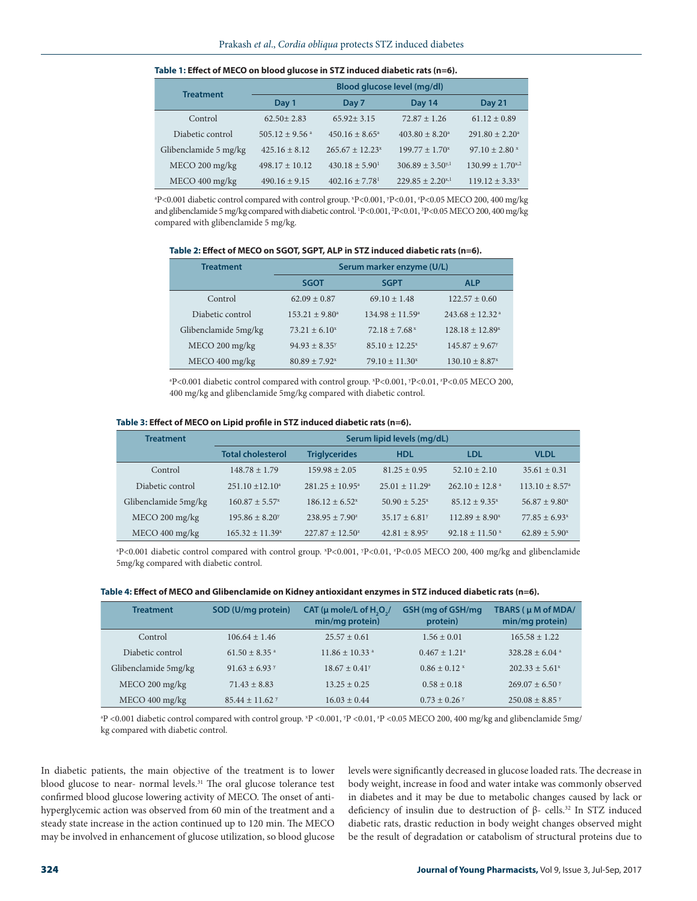**Table 1: Effect of MECO on blood glucose in STZ induced diabetic rats (n=6).**

| Treatment | Blood glucose level (mg/dl) | | | |
|---|---|---|---|---|
| | Day 1 | Day 7 | Day 14 | Day 21 |
| Control | 62.50± 2.83 | 65.92± 3.15 | 72.87 ± 1.26 | 61.12 ± 0.89 |
| Diabetic control | 505.12 ± 9.56 [a] | 450.16 ± 8.65[a] | 403.80 ± 8.20[a] | 291.80 ± 2.20[a] |
| Glibenclamide 5 mg/kg | 425.16 ± 8.12 | 265.67 ± 12.23[x] | 199.77 ± 1.70[x] | 97.10 ± 2.80 [x] |
| MECO 200 mg/kg | 498.17 ± 10.12 | 430.18 ± 5.90[1] | 306.89 ± 3.50[y,1] | 130.99 ± 1.70[x,2] |
| MECO 400 mg/kg | 490.16 ± 9.15 | 402.16 ± 7.78[1] | 229.85 ± 2.20[x,1] | 119.12 ± 3.33[x] |

[a]P<0.001 diabetic control compared with control group. [x]P<0.001, [y]P<0.01, [z]P<0.05 MECO 200, 400 mg/kg and glibenclamide 5 mg/kg compared with diabetic control. [1]P<0.001, [2]P<0.01, [3]P<0.05 MECO 200, 400 mg/kg compared with glibenclamide 5 mg/kg.

**Table 2: Effect of MECO on SGOT, SGPT, ALP in STZ induced diabetic rats (n=6).**

| Treatment | Serum marker enzyme (U/L) | | |
|---|---|---|---|
| | SGOT | SGPT | ALP |
| Control | 62.09 ± 0.87 | 69.10 ± 1.48 | 122.57 ± 0.60 |
| Diabetic control | 153.21 ± 9.80[a] | 134.98 ± 11.59[a] | 243.68 ± 12.32 [a] |
| Glibenclamide 5mg/kg | 73.21 ± 6.10[x] | 72.18 ± 7.68 [x] | 128.18 ± 12.89[x] |
| MECO 200 mg/kg | 94.93 ± 8.35[y] | 85.10 ± 12.25[x] | 145.87 ± 9.67[y] |
| MECO 400 mg/kg | 80.89 ± 7.92[x] | 79.10 ± 11.30[x] | 130.10 ± 8.87[x] |

[a]P<0.001 diabetic control compared with control group. [x]P<0.001, [y]P<0.01, [z]P<0.05 MECO 200, 400 mg/kg and glibenclamide 5mg/kg compared with diabetic control.

**Table 3: Effect of MECO on Lipid profile in STZ induced diabetic rats (n=6).**

| Treatment | Serum lipid levels (mg/dL) | | | | |
|---|---|---|---|---|---|
| | Total cholesterol | Triglycerides | HDL | LDL | VLDL |
| Control | 148.78 ± 1.79 | 159.98 ± 2.05 | 81.25 ± 0.95 | 52.10 ± 2.10 | 35.61 ± 0.31 |
| Diabetic control | 251.10 ±12.10[a] | 281.25 ± 10.95[a] | 25.01 ± 11.29[a] | 262.10 ± 12.8 [a] | 113.10 ± 8.57[a] |
| Glibenclamide 5mg/kg | 160.87 ± 5.57[x] | 186.12 ± 6.52[x] | 50.90 ± 5.25[x] | 85.12 ± 9.35[x] | 56.87 ± 9.80[x] |
| MECO 200 mg/kg | 195.86 ± 8.20[y] | 238.95 ± 7.90[z] | 35.17 ± 6.81[y] | 112.89 ± 8.90[x] | 77.85 ± 6.93[x] |
| MECO 400 mg/kg | 165.32 ± 11.39[x] | 227.87 ± 12.50[z] | 42.81 ± 8.95[y] | 92.18 ± 11.50 [x] | 62.89 ± 5.90[x] |

[a]P<0.001 diabetic control compared with control group. [x]P<0.001, [y]P<0.01, [z]P<0.05 MECO 200, 400 mg/kg and glibenclamide 5mg/kg compared with diabetic control.

**Table 4: Effect of MECO and Glibenclamide on Kidney antioxidant enzymes in STZ induced diabetic rats (n=6).**

| Treatment | SOD (U/mg protein) | CAT (μ mole/L of $H_2O_2$/ min/mg protein) | GSH (mg of GSH/mg protein) | TBARS ( μ M of MDA/ min/mg protein) |
|---|---|---|---|---|
| Control | 106.64 ± 1.46 | 25.57 ± 0.61 | 1.56 ± 0.01 | 165.58 ± 1.22 |
| Diabetic control | 61.50 ± 8.35 [a] | 11.86 ± 10.33 [a] | 0.467 ± 1.21[a] | 328.28 ± 6.04 [a] |
| Glibenclamide 5mg/kg | 91.63 ± 6.93 [y] | 18.67 ± 0.41[y] | 0.86 ± 0.12 [x] | 202.33 ± 5.61[x] |
| MECO 200 mg/kg | 71.43 ± 8.83 | 13.25 ± 0.25 | 0.58 ± 0.18 | 269.07 ± 6.50 [y] |
| MECO 400 mg/kg | 85.44 ± 11.62 [y] | 16.03 ± 0.44 | 0.73 ± 0.26 [y] | 250.08 ± 8.85 [y] |

[a]P <0.001 diabetic control compared with control group. [x]P <0.001, [y]P <0.01, [z]P <0.05 MECO 200, 400 mg/kg and glibenclamide 5mg/kg compared with diabetic control.

In diabetic patients, the main objective of the treatment is to lower blood glucose to near- normal levels.[31] The oral glucose tolerance test confirmed blood glucose lowering activity of MECO. The onset of anti-hyperglycemic action was observed from 60 min of the treatment and a steady state increase in the action continued up to 120 min. The MECO may be involved in enhancement of glucose utilization, so blood glucose levels were significantly decreased in glucose loaded rats. The decrease in body weight, increase in food and water intake was commonly observed in diabetes and it may be due to metabolic changes caused by lack or deficiency of insulin due to destruction of β- cells.[32] In STZ induced diabetic rats, drastic reduction in body weight changes observed might be the result of degradation or catabolism of structural proteins due to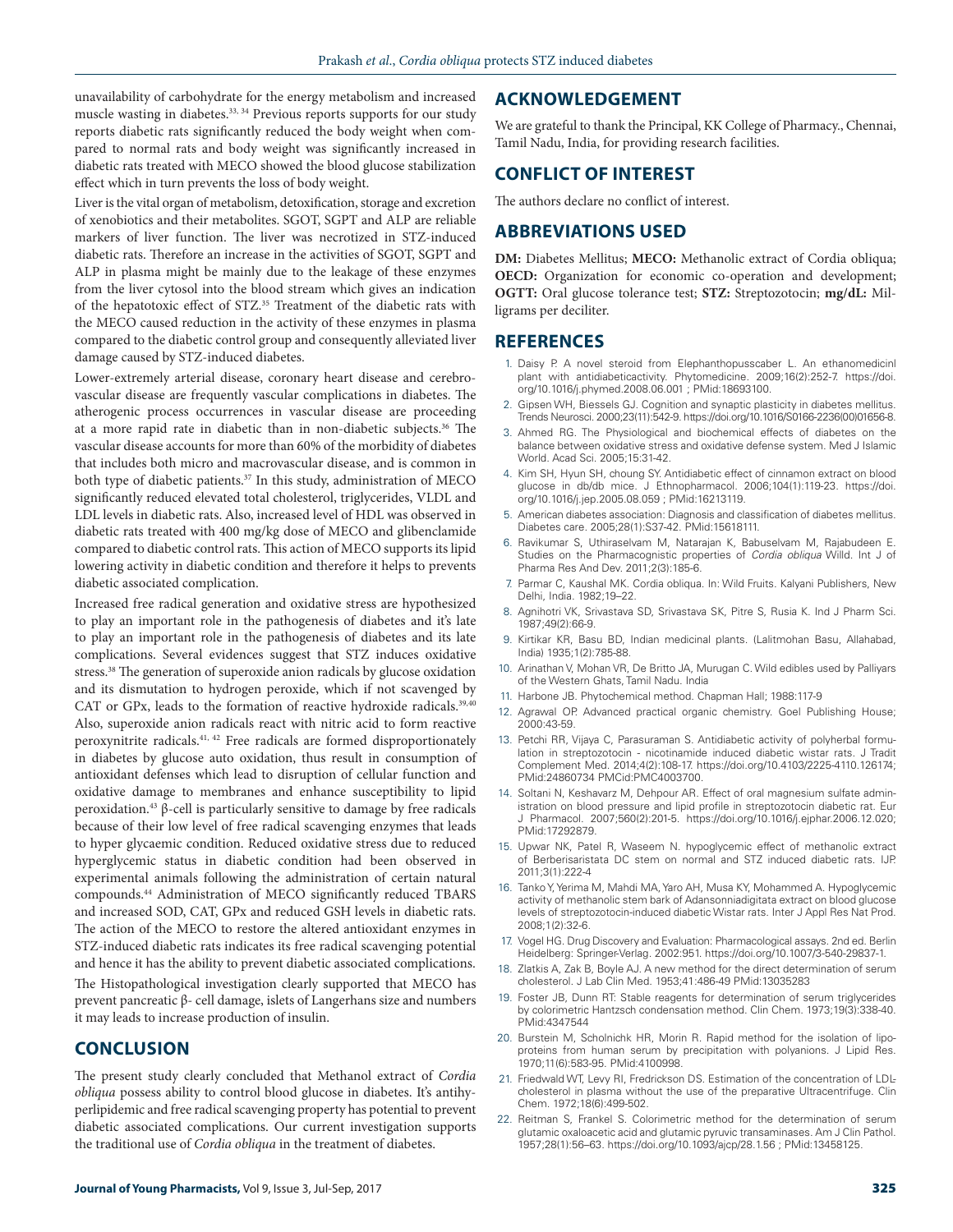unavailability of carbohydrate for the energy metabolism and increased muscle wasting in diabetes.[33, 34] Previous reports supports for our study reports diabetic rats significantly reduced the body weight when compared to normal rats and body weight was significantly increased in diabetic rats treated with MECO showed the blood glucose stabilization effect which in turn prevents the loss of body weight.

Liver is the vital organ of metabolism, detoxification, storage and excretion of xenobiotics and their metabolites. SGOT, SGPT and ALP are reliable markers of liver function. The liver was necrotized in STZ-induced diabetic rats. Therefore an increase in the activities of SGOT, SGPT and ALP in plasma might be mainly due to the leakage of these enzymes from the liver cytosol into the blood stream which gives an indication of the hepatotoxic effect of STZ.[35] Treatment of the diabetic rats with the MECO caused reduction in the activity of these enzymes in plasma compared to the diabetic control group and consequently alleviated liver damage caused by STZ-induced diabetes.

Lower-extremely arterial disease, coronary heart disease and cerebrovascular disease are frequently vascular complications in diabetes. The atherogenic process occurrences in vascular disease are proceeding at a more rapid rate in diabetic than in non-diabetic subjects.[36] The vascular disease accounts for more than 60% of the morbidity of diabetes that includes both micro and macrovascular disease, and is common in both type of diabetic patients.[37] In this study, administration of MECO significantly reduced elevated total cholesterol, triglycerides, VLDL and LDL levels in diabetic rats. Also, increased level of HDL was observed in diabetic rats treated with 400 mg/kg dose of MECO and glibenclamide compared to diabetic control rats. This action of MECO supports its lipid lowering activity in diabetic condition and therefore it helps to prevents diabetic associated complication.

Increased free radical generation and oxidative stress are hypothesized to play an important role in the pathogenesis of diabetes and it's late to play an important role in the pathogenesis of diabetes and its late complications. Several evidences suggest that STZ induces oxidative stress.[38] The generation of superoxide anion radicals by glucose oxidation and its dismutation to hydrogen peroxide, which if not scavenged by CAT or GPx, leads to the formation of reactive hydroxide radicals.[39,40] Also, superoxide anion radicals react with nitric acid to form reactive peroxynitrite radicals.[41, 42] Free radicals are formed disproportionately in diabetes by glucose auto oxidation, thus result in consumption of antioxidant defenses which lead to disruption of cellular function and oxidative damage to membranes and enhance susceptibility to lipid peroxidation.[43] β-cell is particularly sensitive to damage by free radicals because of their low level of free radical scavenging enzymes that leads to hyper glycaemic condition. Reduced oxidative stress due to reduced hyperglycemic status in diabetic condition had been observed in experimental animals following the administration of certain natural compounds.[44] Administration of MECO significantly reduced TBARS and increased SOD, CAT, GPx and reduced GSH levels in diabetic rats. The action of the MECO to restore the altered antioxidant enzymes in STZ-induced diabetic rats indicates its free radical scavenging potential and hence it has the ability to prevent diabetic associated complications.

The Histopathological investigation clearly supported that MECO has prevent pancreatic β- cell damage, islets of Langerhans size and numbers it may leads to increase production of insulin.

## CONCLUSION

The present study clearly concluded that Methanol extract of *Cordia obliqua* possess ability to control blood glucose in diabetes. It's antihyperlipidemic and free radical scavenging property has potential to prevent diabetic associated complications. Our current investigation supports the traditional use of *Cordia obliqua* in the treatment of diabetes.

## ACKNOWLEDGEMENT

We are grateful to thank the Principal, KK College of Pharmacy., Chennai, Tamil Nadu, India, for providing research facilities.

## CONFLICT OF INTEREST

The authors declare no conflict of interest.

## ABBREVIATIONS USED

**DM:** Diabetes Mellitus; **MECO:** Methanolic extract of Cordia obliqua; **OECD:** Organization for economic co-operation and development; **OGTT:** Oral glucose tolerance test; **STZ:** Streptozotocin; **mg/dL:** Milligrams per deciliter.

## REFERENCES

1. Daisy P. A novel steroid from Elephanthopusscaber L. An ethanomedicinl plant with antidiabeticactivity. Phytomedicine. 2009;16(2):252-7. https://doi.org/10.1016/j.phymed.2008.06.001 ; PMid:18693100.
2. Gipsen WH, Biessels GJ. Cognition and synaptic plasticity in diabetes mellitus. Trends Neurosci. 2000;23(11):542-9. https://doi.org/10.1016/S0166-2236(00)01656-8.
3. Ahmed RG. The Physiological and biochemical effects of diabetes on the balance between oxidative stress and oxidative defense system. Med J Islamic World. Acad Sci. 2005;15:31-42.
4. Kim SH, Hyun SH, choung SY. Antidiabetic effect of cinnamon extract on blood glucose in db/db mice. J Ethnopharmacol. 2006;104(1):119-23. https://doi.org/10.1016/j.jep.2005.08.059 ; PMid:16213119.
5. American diabetes association: Diagnosis and classification of diabetes mellitus. Diabetes care. 2005;28(1):S37-42. PMid:15618111.
6. Ravikumar S, Uthiraselvam M, Natarajan K, Babuselvam M, Rajabudeen E. Studies on the Pharmacognistic properties of *Cordia obliqua* Willd. Int J of Pharma Res And Dev. 2011;2(3):185-6.
7. Parmar C, Kaushal MK. Cordia obliqua. In: Wild Fruits. Kalyani Publishers, New Delhi, India. 1982;19–22.
8. Agnihotri VK, Srivastava SD, Srivastava SK, Pitre S, Rusia K. Ind J Pharm Sci. 1987;49(2):66-9.
9. Kirtikar KR, Basu BD, Indian medicinal plants. (Lalitmohan Basu, Allahabad, India) 1935;1(2):785-88.
10. Arinathan V, Mohan VR, De Britto JA, Murugan C. Wild edibles used by Palliyars of the Western Ghats, Tamil Nadu. India
11. Harbone JB. Phytochemical method. Chapman Hall; 1988:117-9
12. Agrawal OP. Advanced practical organic chemistry. Goel Publishing House; 2000:43-59.
13. Petchi RR, Vijaya C, Parasuraman S. Antidiabetic activity of polyherbal formulation in streptozotocin - nicotinamide induced diabetic wistar rats. J Tradit Complement Med. 2014;4(2):108-17. https://doi.org/10.4103/2225-4110.126174; PMid:24860734 PMCid:PMC4003700.
14. Soltani N, Keshavarz M, Dehpour AR. Effect of oral magnesium sulfate administration on blood pressure and lipid profile in streptozotocin diabetic rat. Eur J Pharmacol. 2007;560(2):201-5. https://doi.org/10.1016/j.ejphar.2006.12.020; PMid:17292879.
15. Upwar NK, Patel R, Waseem N. hypoglycemic effect of methanolic extract of Berberisaristata DC stem on normal and STZ induced diabetic rats. IJP. 2011;3(1):222-4
16. Tanko Y, Yerima M, Mahdi MA, Yaro AH, Musa KY, Mohammed A. Hypoglycemic activity of methanolic stem bark of Adansonniadigitata extract on blood glucose levels of streptozotocin-induced diabetic Wistar rats. Inter J Appl Res Nat Prod. 2008;1(2):32-6.
17. Vogel HG. Drug Discovery and Evaluation: Pharmacological assays. 2nd ed. Berlin Heidelberg: Springer-Verlag. 2002:951. https://doi.org/10.1007/3-540-29837-1.
18. Zlatkis A, Zak B, Boyle AJ. A new method for the direct determination of serum cholesterol. J Lab Clin Med. 1953;41:486-49 PMid:13035283
19. Foster JB, Dunn RT: Stable reagents for determination of serum triglycerides by colorimetric Hantzsch condensation method. Clin Chem. 1973;19(3):338-40. PMid:4347544
20. Burstein M, Scholnichk HR, Morin R. Rapid method for the isolation of lipoproteins from human serum by precipitation with polyanions. J Lipid Res. 1970;11(6):583-95. PMid:4100998.
21. Friedwald WT, Levy RI, Fredrickson DS. Estimation of the concentration of LDL-cholesterol in plasma without the use of the preparative Ultracentrifuge. Clin Chem. 1972;18(6):499-502.
22. Reitman S, Frankel S. Colorimetric method for the determination of serum glutamic oxaloacetic acid and glutamic pyruvic transaminases. Am J Clin Pathol. 1957;28(1):56–63. https://doi.org/10.1093/ajcp/28.1.56 ; PMid:13458125.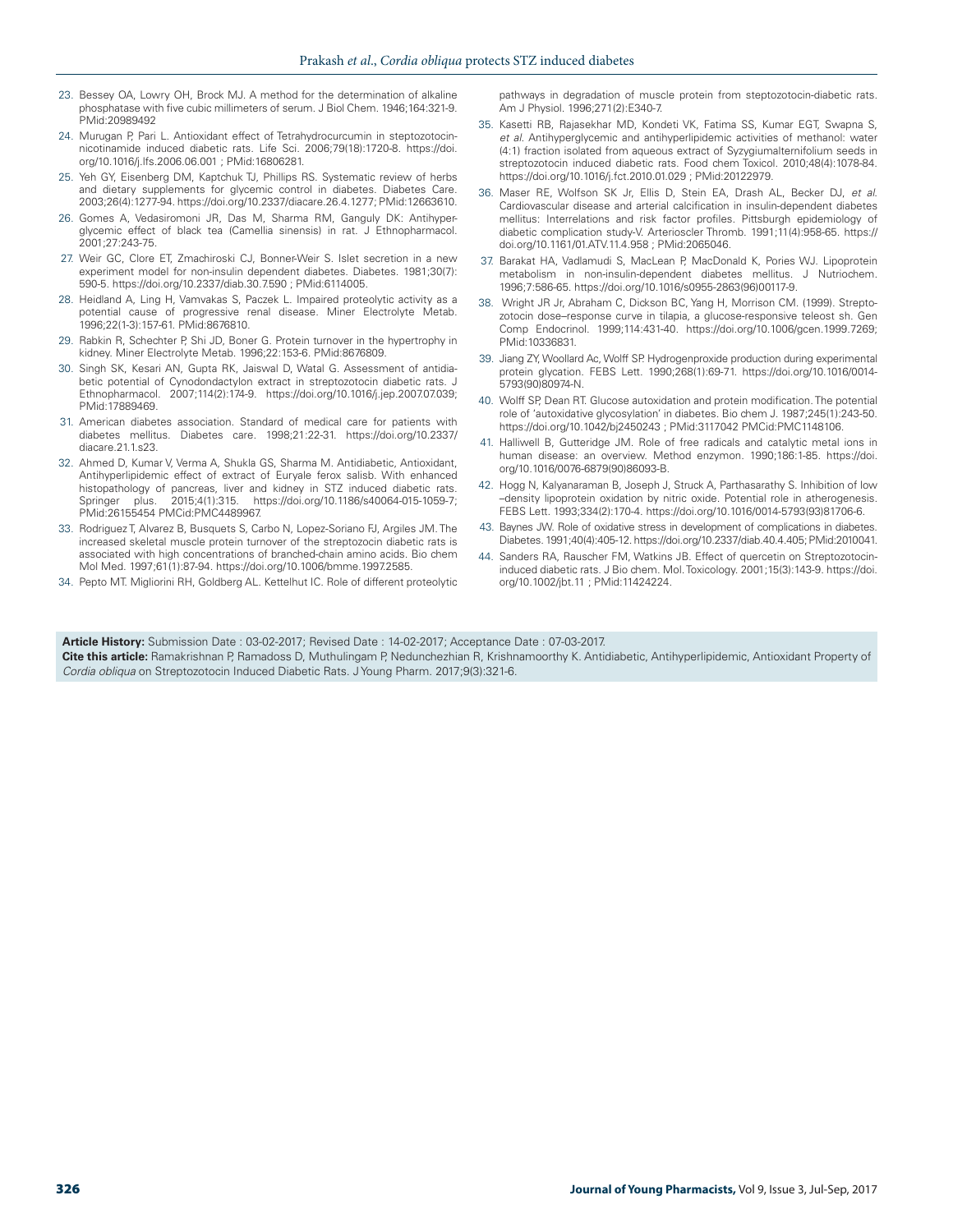23. Bessey OA, Lowry OH, Brock MJ. A method for the determination of alkaline phosphatase with five cubic millimeters of serum. J Biol Chem. 1946;164:321-9. PMid:20989492
24. Murugan P, Pari L. Antioxidant effect of Tetrahydrocurcumin in steptozotocin-nicotinamide induced diabetic rats. Life Sci. 2006;79(18):1720-8. https://doi.org/10.1016/j.lfs.2006.06.001 ; PMid:16806281.
25. Yeh GY, Eisenberg DM, Kaptchuk TJ, Phillips RS. Systematic review of herbs and dietary supplements for glycemic control in diabetes. Diabetes Care. 2003;26(4):1277-94. https://doi.org/10.2337/diacare.26.4.1277; PMid:12663610.
26. Gomes A, Vedasiromoni JR, Das M, Sharma RM, Ganguly DK: Antihyperglycemic effect of black tea (Camellia sinensis) in rat. J Ethnopharmacol. 2001;27:243-75.
27. Weir GC, Clore ET, Zmachiroski CJ, Bonner-Weir S. Islet secretion in a new experiment model for non-insulin dependent diabetes. Diabetes. 1981;30(7):590-5. https://doi.org/10.2337/diab.30.7.590 ; PMid:6114005.
28. Heidland A, Ling H, Vamvakas S, Paczek L. Impaired proteolytic activity as a potential cause of progressive renal disease. Miner Electrolyte Metab. 1996;22(1-3):157-61. PMid:8676810.
29. Rabkin R, Schechter P, Shi JD, Boner G. Protein turnover in the hypertrophy in kidney. Miner Electrolyte Metab. 1996;22:153-6. PMid:8676809.
30. Singh SK, Kesari AN, Gupta RK, Jaiswal D, Watal G. Assessment of antidiabetic potential of Cynodondactylon extract in streptozotocin diabetic rats. J Ethnopharmacol. 2007;114(2):174-9. https://doi.org/10.1016/j.jep.2007.07.039; PMid:17889469.
31. American diabetes association. Standard of medical care for patients with diabetes mellitus. Diabetes care. 1998;21:22-31. https://doi.org/10.2337/diacare.21.1.s23.
32. Ahmed D, Kumar V, Verma A, Shukla GS, Sharma M. Antidiabetic, Antioxidant, Antihyperlipidemic effect of extract of Euryale ferox salisb. With enhanced histopathology of pancreas, liver and kidney in STZ induced diabetic rats. Springer plus. 2015;4(1):315. https://doi.org/10.1186/s40064-015-1059-7; PMid:26155454 PMCid:PMC4489967.
33. Rodriguez T, Alvarez B, Busquets S, Carbo N, Lopez-Soriano FJ, Argiles JM. The increased skeletal muscle protein turnover of the streptozocin diabetic rats is associated with high concentrations of branched-chain amino acids. Bio chem Mol Med. 1997;61(1):87-94. https://doi.org/10.1006/bmme.1997.2585.
34. Pepto MT. Migliorini RH, Goldberg AL. Kettelhut IC. Role of different proteolytic pathways in degradation of muscle protein from steptozotocin-diabetic rats. Am J Physiol. 1996;271(2):E340-7.
35. Kasetti RB, Rajasekhar MD, Kondeti VK, Fatima SS, Kumar EGT, Swapna S, *et al.* Antihyperglycemic and antihyperlipidemic activities of methanol: water (4:1) fraction isolated from aqueous extract of Syzygiumalternifolium seeds in streptozotocin induced diabetic rats. Food chem Toxicol. 2010;48(4):1078-84. https://doi.org/10.1016/j.fct.2010.01.029 ; PMid:20122979.
36. Maser RE, Wolfson SK Jr, Ellis D, Stein EA, Drash AL, Becker DJ, *et al.* Cardiovascular disease and arterial calcification in insulin-dependent diabetes mellitus: Interrelations and risk factor profiles. Pittsburgh epidemiology of diabetic complication study-V. Arterioscler Thromb. 1991;11(4):958-65. https://doi.org/10.1161/01.ATV.11.4.958 ; PMid:2065046.
37. Barakat HA, Vadlamudi S, MacLean P, MacDonald K, Pories WJ. Lipoprotein metabolism in non-insulin-dependent diabetes mellitus. J Nutriochem. 1996;7:586-65. https://doi.org/10.1016/s0955-2863(96)00117-9.
38. Wright JR Jr, Abraham C, Dickson BC, Yang H, Morrison CM. (1999). Streptozotocin dose–response curve in tilapia, a glucose-responsive teleost sh. Gen Comp Endocrinol. 1999;114:431-40. https://doi.org/10.1006/gcen.1999.7269; PMid:10336831.
39. Jiang ZY, Woollard Ac, Wolff SP. Hydrogenproxide production during experimental protein glycation. FEBS Lett. 1990;268(1):69-71. https://doi.org/10.1016/0014-5793(90)80974-N.
40. Wolff SP, Dean RT. Glucose autoxidation and protein modification. The potential role of 'autoxidative glycosylation' in diabetes. Bio chem J. 1987;245(1):243-50. https://doi.org/10.1042/bj2450243 ; PMid:3117042 PMCid:PMC1148106.
41. Halliwell B, Gutteridge JM. Role of free radicals and catalytic metal ions in human disease: an overview. Method enzymon. 1990;186:1-85. https://doi.org/10.1016/0076-6879(90)86093-B.
42. Hogg N, Kalyanaraman B, Joseph J, Struck A, Parthasarathy S. Inhibition of low –density lipoprotein oxidation by nitric oxide. Potential role in atherogenesis. FEBS Lett. 1993;334(2):170-4. https://doi.org/10.1016/0014-5793(93)81706-6.
43. Baynes JW. Role of oxidative stress in development of complications in diabetes. Diabetes. 1991;40(4):405-12. https://doi.org/10.2337/diab.40.4.405; PMid:2010041.
44. Sanders RA, Rauscher FM, Watkins JB. Effect of quercetin on Streptozotocin-induced diabetic rats. J Bio chem. Mol. Toxicology. 2001;15(3):143-9. https://doi.org/10.1002/jbt.11 ; PMid:11424224.

**Article History:** Submission Date : 03-02-2017; Revised Date : 14-02-2017; Acceptance Date : 07-03-2017.

**Cite this article:** Ramakrishnan P, Ramadoss D, Muthulingam P, Nedunchezhian R, Krishnamoorthy K. Antidiabetic, Antihyperlipidemic, Antioxidant Property of *Cordia obliqua* on Streptozotocin Induced Diabetic Rats. J Young Pharm. 2017;9(3):321-6.